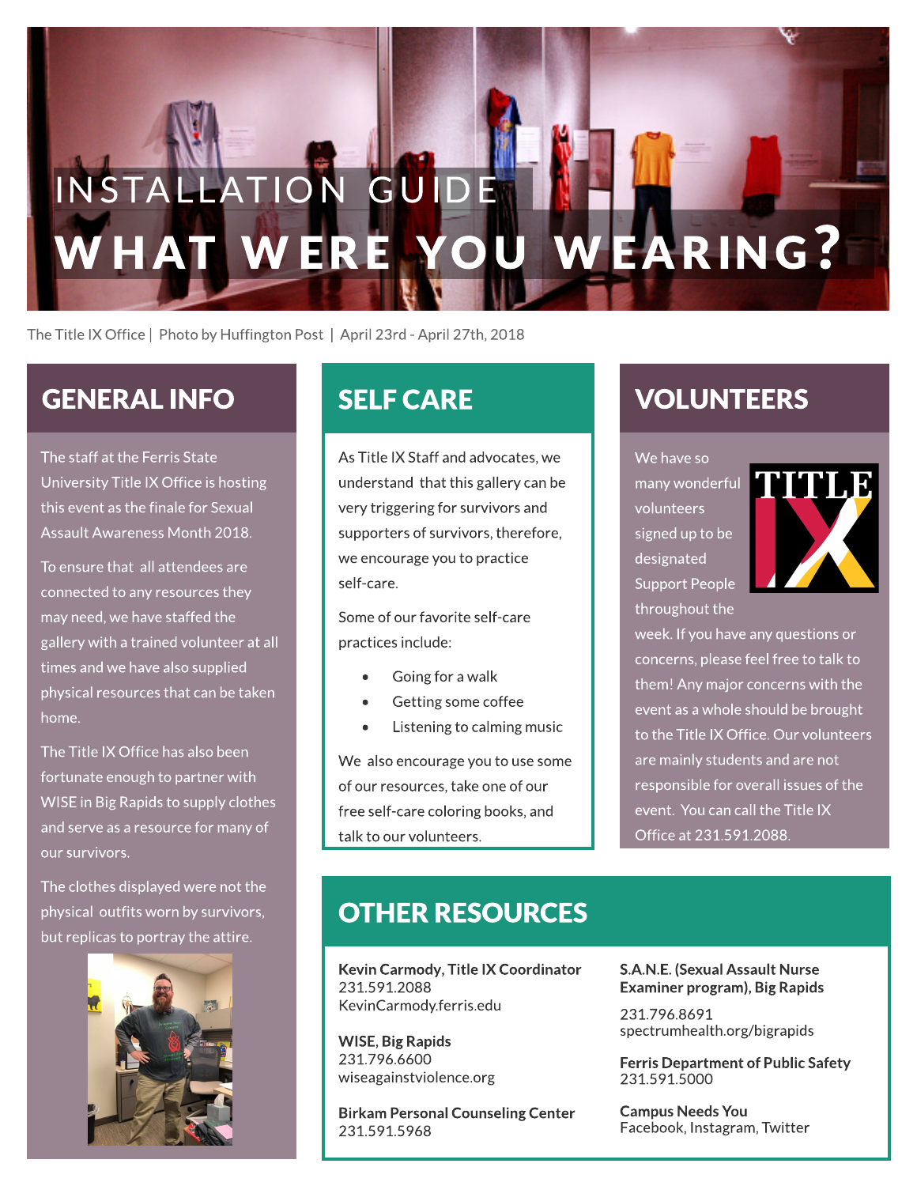# INSTALLATION GUIDE

# WHAT WERE YOU WEARING?

The Title IX Office | Photo by Huffington Post | April 23rd - April 27th, 2018

## GENERAL INFO

The staff at the Ferris State University Title IX Office is hosting this event as the finale for Sexual Assault Awareness Month 2018.

To ensure that all attendees are connected to any resources they may need, we have staffed the gallery with a trained volunteer at all times and we have also supplied physical resources that can be taken home.

The Title IX Office has also been fortunate enough to partner with WISE in Big Rapids to supply clothes and serve as a resource for many of our survivors.

The clothes displayed were not the physical outfits worn by survivors, but replicas to portray the attire.

## SELF CARE

As Title IX Staff and advocates, we understand that this gallery can be very triggering for survivors and supporters of survivors, therefore, we encourage you to practice self-care.

Some of our favorite self-care practices include:

- Going for a walk
- Getting some coffee
- Listening to calming music

We also encourage you to use some of our resources, take one of our free self-care coloring books, and talk to our volunteers.

## VOLUNTEERS

We have so many wonderful volunteers signed up to be designated Support People throughout the week. If you have any questions or concerns, please feel free to talk to them! Any major concerns with the event as a whole should be brought to the Title IX Office. Our volunteers are mainly students and are not responsible for overall issues of the event. You can call the Title IX Office at 231.591.2088.

## OTHER RESOURCES

**Kevin Carmody, Title IX Coordinator**
231.591.2088
KevinCarmody.ferris.edu

**WISE, Big Rapids**
231.796.6600
wiseagainstviolence.org

**Birkam Personal Counseling Center**
231.591.5968

**S.A.N.E. (Sexual Assault Nurse Examiner program), Big Rapids**
231.796.8691
spectrumhealth.org/bigrapids

**Ferris Department of Public Safety**
231.591.5000

**Campus Needs You**
Facebook, Instagram, Twitter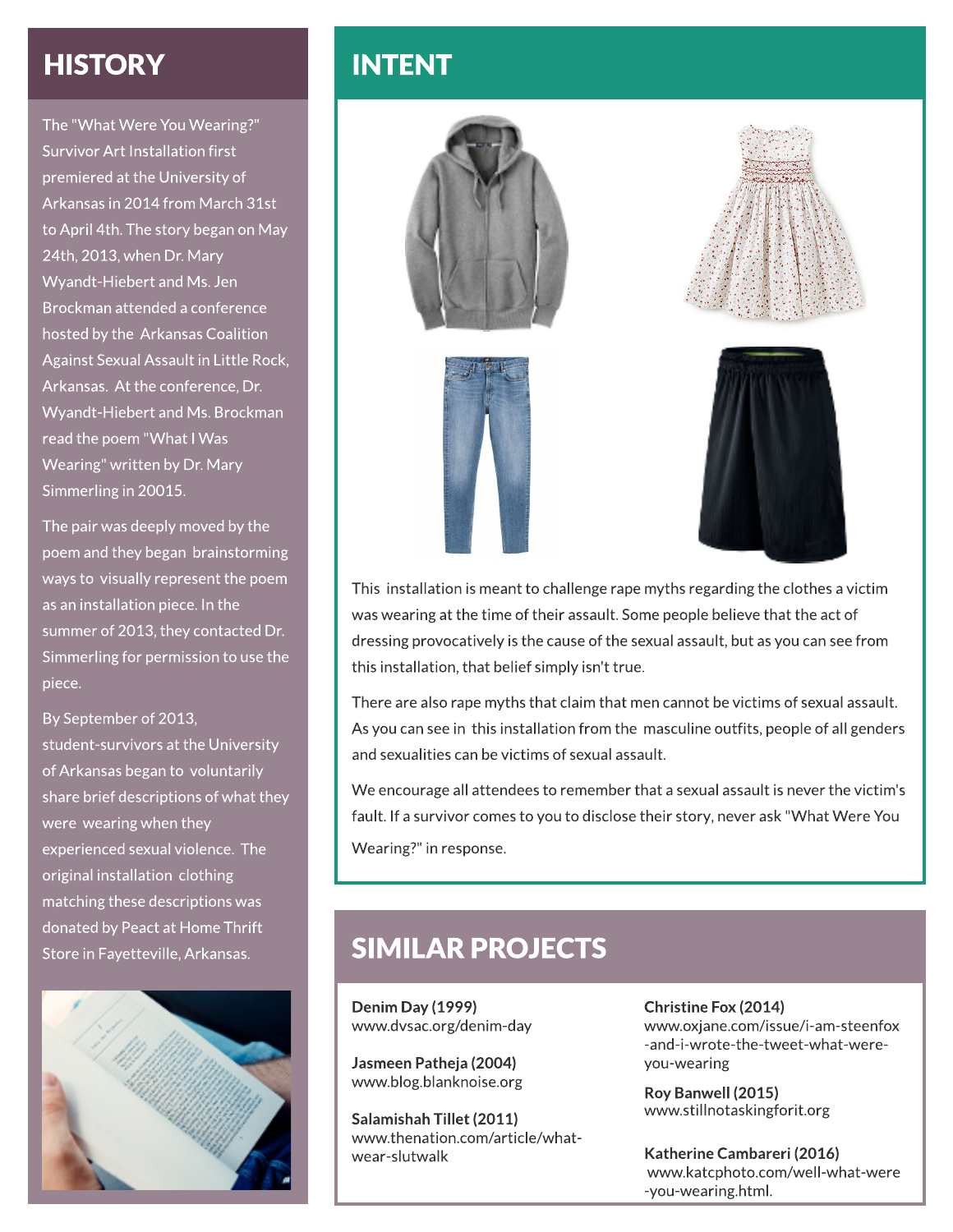## HISTORY

The "What Were You Wearing?" Survivor Art Installation first premiered at the University of Arkansas in 2014 from March 31st to April 4th. The story began on May 24th, 2013, when Dr. Mary Wyandt-Hiebert and Ms. Jen Brockman attended a conference hosted by the Arkansas Coalition Against Sexual Assault in Little Rock, Arkansas. At the conference, Dr. Wyandt-Hiebert and Ms. Brockman read the poem "What I Was Wearing" written by Dr. Mary Simmerling in 20015.

The pair was deeply moved by the poem and they began brainstorming ways to visually represent the poem as an installation piece. In the summer of 2013, they contacted Dr. Simmerling for permission to use the piece.

By September of 2013, student-survivors at the University of Arkansas began to voluntarily share brief descriptions of what they were wearing when they experienced sexual violence. The original installation clothing matching these descriptions was donated by Peact at Home Thrift Store in Fayetteville, Arkansas.

## INTENT

This installation is meant to challenge rape myths regarding the clothes a victim was wearing at the time of their assault. Some people believe that the act of dressing provocatively is the cause of the sexual assault, but as you can see from this installation, that belief simply isn't true.

There are also rape myths that claim that men cannot be victims of sexual assault. As you can see in this installation from the masculine outfits, people of all genders and sexualities can be victims of sexual assault.

We encourage all attendees to remember that a sexual assault is never the victim's fault. If a survivor comes to you to disclose their story, never ask "What Were You Wearing?" in response.

## SIMILAR PROJECTS

**Denim Day (1999)**
www.dvsac.org/denim-day

**Jasmeen Patheja (2004)**
www.blog.blanknoise.org

**Salamishah Tillet (2011)**
www.thenation.com/article/what-wear-slutwalk

**Christine Fox (2014)**
www.oxjane.com/issue/i-am-steenfox-and-i-wrote-the-tweet-what-were-you-wearing

**Roy Banwell (2015)**
www.stillnotaskingforit.org

**Katherine Cambareri (2016)**
www.katcphoto.com/well-what-were-you-wearing.html.